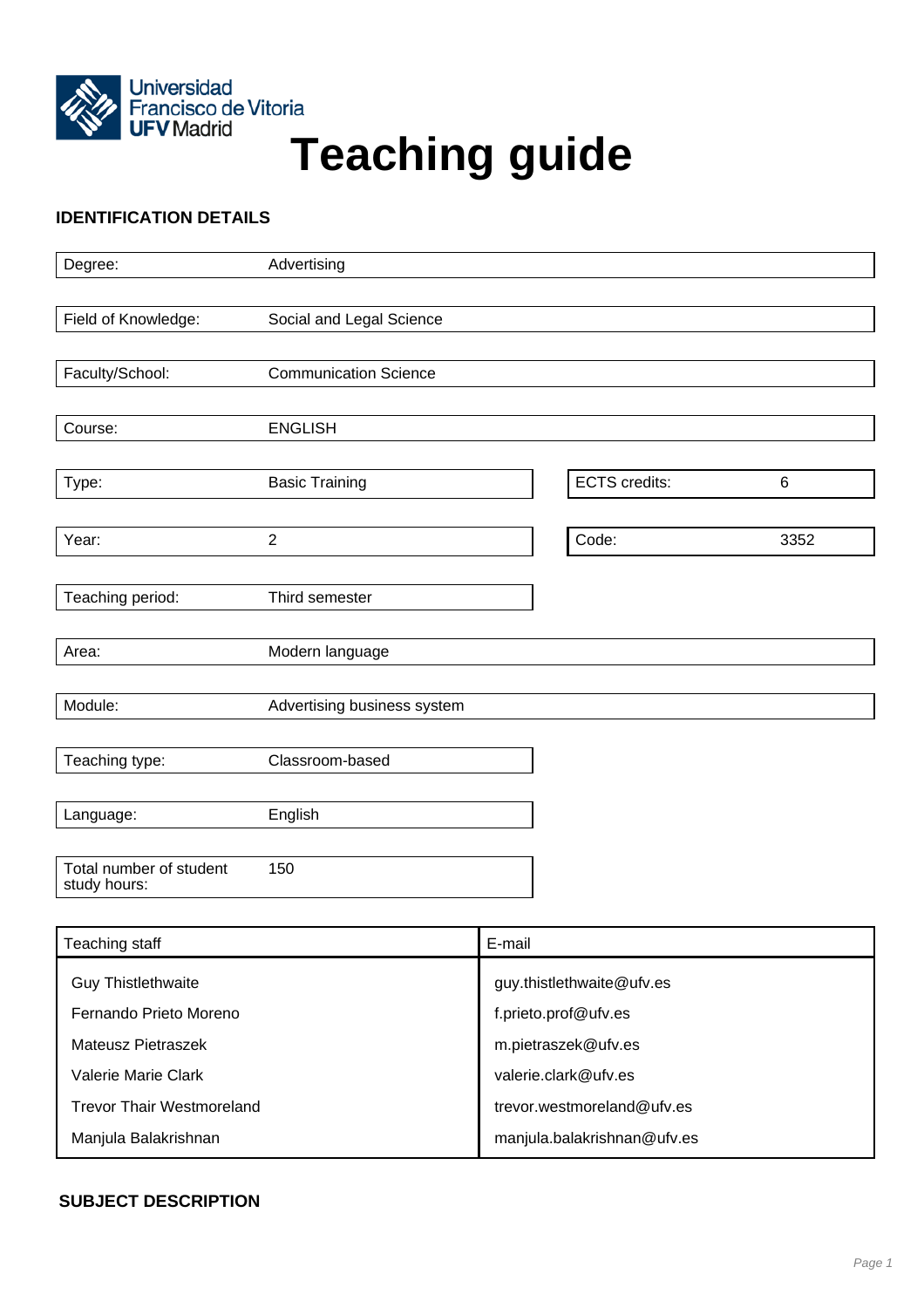Universidad Francisco de Vitoria UFV Madrid

# Teaching guide

## IDENTIFICATION DETAILS

| | |
|---|---|
| Degree: | Advertising |
| Field of Knowledge: | Social and Legal Science |
| Faculty/School: | Communication Science |
| Course: | ENGLISH |
| Type: | Basic Training |
| ECTS credits: | 6 |
| Year: | 2 |
| Code: | 3352 |
| Teaching period: | Third semester |
| Area: | Modern language |
| Module: | Advertising business system |
| Teaching type: | Classroom-based |
| Language: | English |
| Total number of student study hours: | 150 |

| Teaching staff | E-mail |
|---|---|
| Guy Thistlethwaite | guy.thistlethwaite@ufv.es |
| Fernando Prieto Moreno | f.prieto.prof@ufv.es |
| Mateusz Pietraszek | m.pietraszek@ufv.es |
| Valerie Marie Clark | valerie.clark@ufv.es |
| Trevor Thair Westmoreland | trevor.westmoreland@ufv.es |
| Manjula Balakrishnan | manjula.balakrishnan@ufv.es |

## SUBJECT DESCRIPTION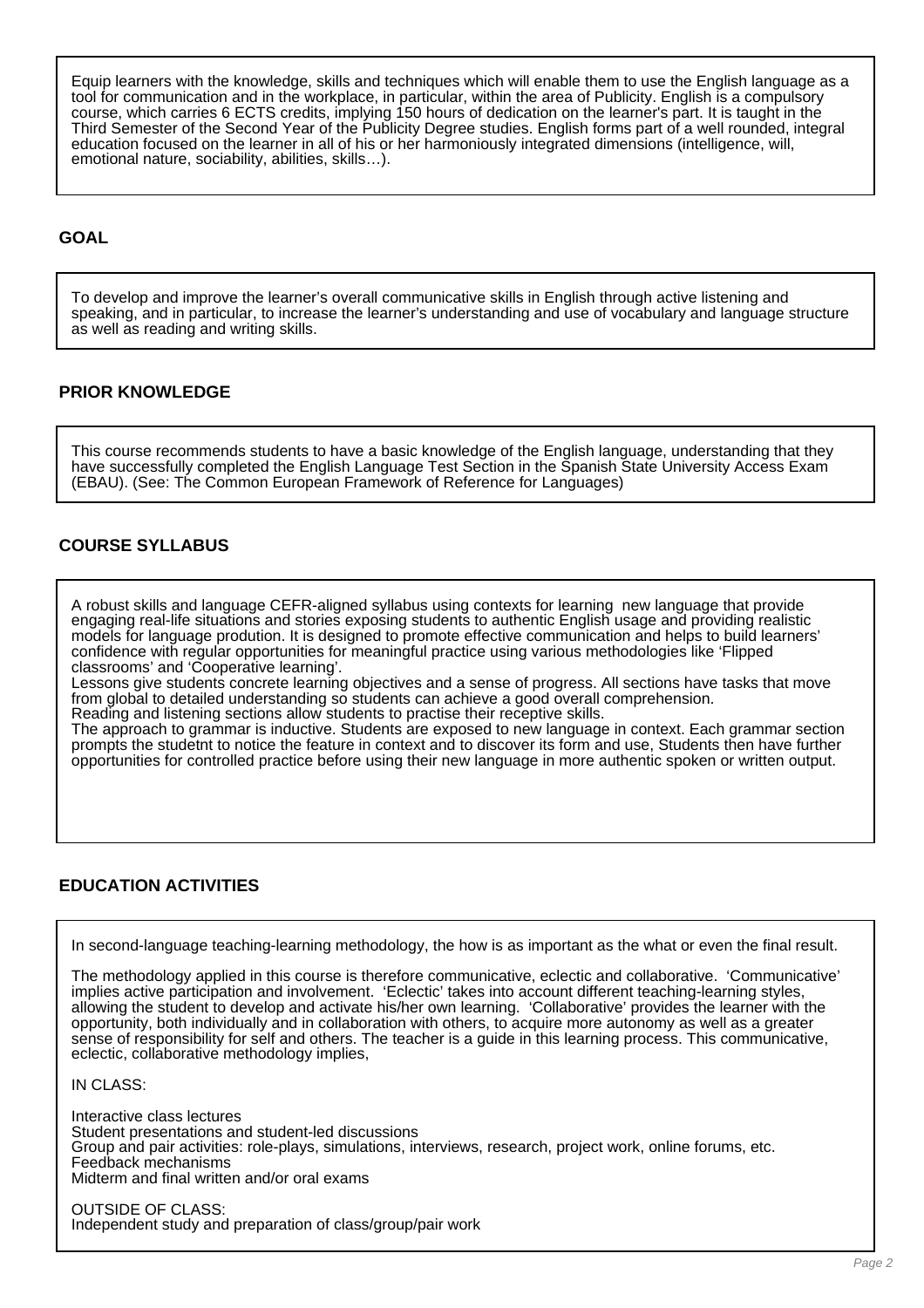Equip learners with the knowledge, skills and techniques which will enable them to use the English language as a tool for communication and in the workplace, in particular, within the area of Publicity. English is a compulsory course, which carries 6 ECTS credits, implying 150 hours of dedication on the learner's part. It is taught in the Third Semester of the Second Year of the Publicity Degree studies. English forms part of a well rounded, integral education focused on the learner in all of his or her harmoniously integrated dimensions (intelligence, will, emotional nature, sociability, abilities, skills…).

## GOAL

To develop and improve the learner's overall communicative skills in English through active listening and speaking, and in particular, to increase the learner's understanding and use of vocabulary and language structure as well as reading and writing skills.

## PRIOR KNOWLEDGE

This course recommends students to have a basic knowledge of the English language, understanding that they have successfully completed the English Language Test Section in the Spanish State University Access Exam (EBAU). (See: The Common European Framework of Reference for Languages)

## COURSE SYLLABUS

A robust skills and language CEFR-aligned syllabus using contexts for learning new language that provide engaging real-life situations and stories exposing students to authentic English usage and providing realistic models for language prodution. It is designed to promote effective communication and helps to build learners' confidence with regular opportunities for meaningful practice using various methodologies like 'Flipped classrooms' and 'Cooperative learning'.
Lessons give students concrete learning objectives and a sense of progress. All sections have tasks that move from global to detailed understanding so students can achieve a good overall comprehension.
Reading and listening sections allow students to practise their receptive skills.
The approach to grammar is inductive. Students are exposed to new language in context. Each grammar section prompts the studetnt to notice the feature in context and to discover its form and use, Students then have further opportunities for controlled practice before using their new language in more authentic spoken or written output.

## EDUCATION ACTIVITIES

In second-language teaching-learning methodology, the how is as important as the what or even the final result.

The methodology applied in this course is therefore communicative, eclectic and collaborative. 'Communicative' implies active participation and involvement. 'Eclectic' takes into account different teaching-learning styles, allowing the student to develop and activate his/her own learning. 'Collaborative' provides the learner with the opportunity, both individually and in collaboration with others, to acquire more autonomy as well as a greater sense of responsibility for self and others. The teacher is a guide in this learning process. This communicative, eclectic, collaborative methodology implies,

IN CLASS:

Interactive class lectures
Student presentations and student-led discussions
Group and pair activities: role-plays, simulations, interviews, research, project work, online forums, etc.
Feedback mechanisms
Midterm and final written and/or oral exams

OUTSIDE OF CLASS:
Independent study and preparation of class/group/pair work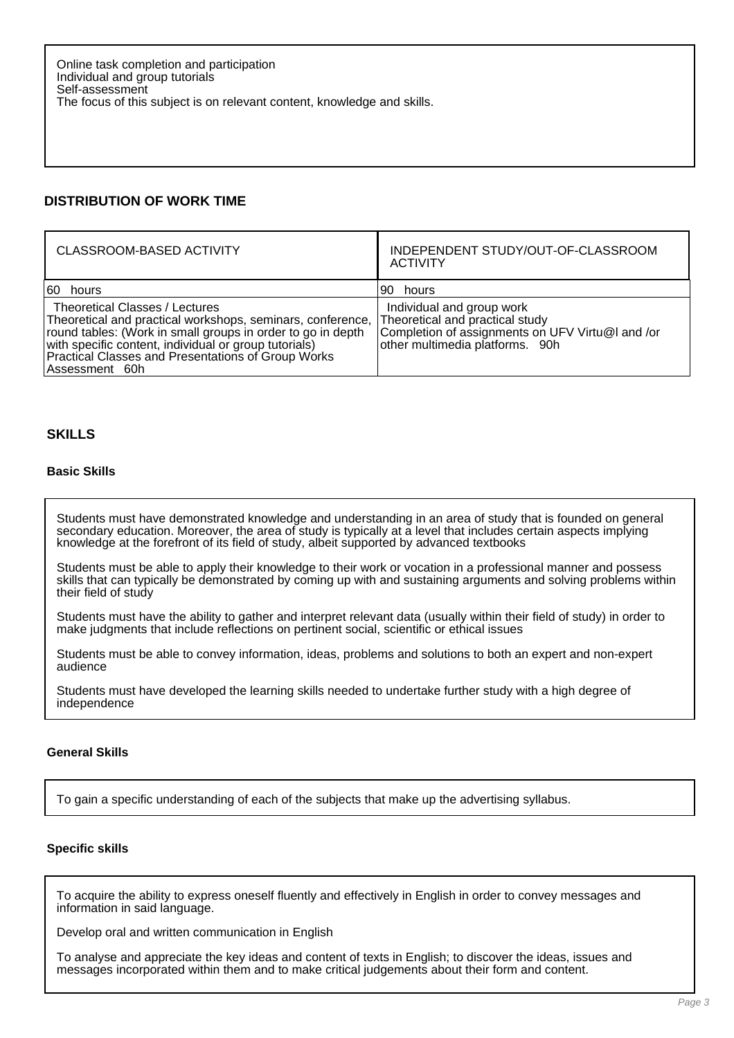Online task completion and participation
Individual and group tutorials
Self-assessment
The focus of this subject is on relevant content, knowledge and skills.

## DISTRIBUTION OF WORK TIME

| CLASSROOM-BASED ACTIVITY | INDEPENDENT STUDY/OUT-OF-CLASSROOM ACTIVITY |
| --- | --- |
| 60 hours | 90 hours |
| Theoretical Classes / Lectures<br>Theoretical and practical workshops, seminars, conference, round tables: (Work in small groups in order to go in depth with specific content, individual or group tutorials)<br>Practical Classes and Presentations of Group Works<br>Assessment 60h | Individual and group work<br>Theoretical and practical study<br>Completion of assignments on UFV Virtu@l and /or other multimedia platforms. 90h |

## SKILLS

### Basic Skills

Students must have demonstrated knowledge and understanding in an area of study that is founded on general secondary education. Moreover, the area of study is typically at a level that includes certain aspects implying knowledge at the forefront of its field of study, albeit supported by advanced textbooks

Students must be able to apply their knowledge to their work or vocation in a professional manner and possess skills that can typically be demonstrated by coming up with and sustaining arguments and solving problems within their field of study

Students must have the ability to gather and interpret relevant data (usually within their field of study) in order to make judgments that include reflections on pertinent social, scientific or ethical issues

Students must be able to convey information, ideas, problems and solutions to both an expert and non-expert audience

Students must have developed the learning skills needed to undertake further study with a high degree of independence

### General Skills

To gain a specific understanding of each of the subjects that make up the advertising syllabus.

### Specific skills

To acquire the ability to express oneself fluently and effectively in English in order to convey messages and information in said language.

Develop oral and written communication in English

To analyse and appreciate the key ideas and content of texts in English; to discover the ideas, issues and messages incorporated within them and to make critical judgements about their form and content.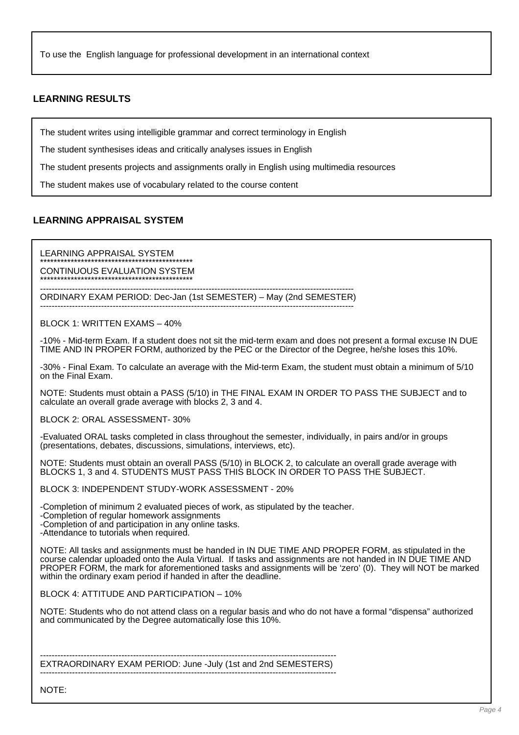To use the English language for professional development in an international context

## LEARNING RESULTS

The student writes using intelligible grammar and correct terminology in English

The student synthesises ideas and critically analyses issues in English

The student presents projects and assignments orally in English using multimedia resources

The student makes use of vocabulary related to the course content

## LEARNING APPRAISAL SYSTEM

LEARNING APPRAISAL SYSTEM
*********************************************
CONTINUOUS EVALUATION SYSTEM
*********************************************

-----------------------------------------------------------------------------------------------------------
ORDINARY EXAM PERIOD: Dec-Jan (1st SEMESTER) – May (2nd SEMESTER)
-----------------------------------------------------------------------------------------------------------

BLOCK 1: WRITTEN EXAMS – 40%

-10% - Mid-term Exam. If a student does not sit the mid-term exam and does not present a formal excuse IN DUE TIME AND IN PROPER FORM, authorized by the PEC or the Director of the Degree, he/she loses this 10%.

-30% - Final Exam. To calculate an average with the Mid-term Exam, the student must obtain a minimum of 5/10 on the Final Exam.

NOTE: Students must obtain a PASS (5/10) in THE FINAL EXAM IN ORDER TO PASS THE SUBJECT and to calculate an overall grade average with blocks 2, 3 and 4.

BLOCK 2: ORAL ASSESSMENT- 30%

-Evaluated ORAL tasks completed in class throughout the semester, individually, in pairs and/or in groups (presentations, debates, discussions, simulations, interviews, etc).

NOTE: Students must obtain an overall PASS (5/10) in BLOCK 2, to calculate an overall grade average with BLOCKS 1, 3 and 4. STUDENTS MUST PASS THIS BLOCK IN ORDER TO PASS THE SUBJECT.

BLOCK 3: INDEPENDENT STUDY-WORK ASSESSMENT - 20%

-Completion of minimum 2 evaluated pieces of work, as stipulated by the teacher.
-Completion of regular homework assignments
-Completion of and participation in any online tasks.
-Attendance to tutorials when required.

NOTE: All tasks and assignments must be handed in IN DUE TIME AND PROPER FORM, as stipulated in the course calendar uploaded onto the Aula Virtual. If tasks and assignments are not handed in IN DUE TIME AND PROPER FORM, the mark for aforementioned tasks and assignments will be 'zero' (0). They will NOT be marked within the ordinary exam period if handed in after the deadline.

BLOCK 4: ATTITUDE AND PARTICIPATION – 10%

NOTE: Students who do not attend class on a regular basis and who do not have a formal "dispensa" authorized and communicated by the Degree automatically lose this 10%.

-----------------------------------------------------------------------------------------------------
EXTRAORDINARY EXAM PERIOD: June -July (1st and 2nd SEMESTERS)
-----------------------------------------------------------------------------------------------------

NOTE: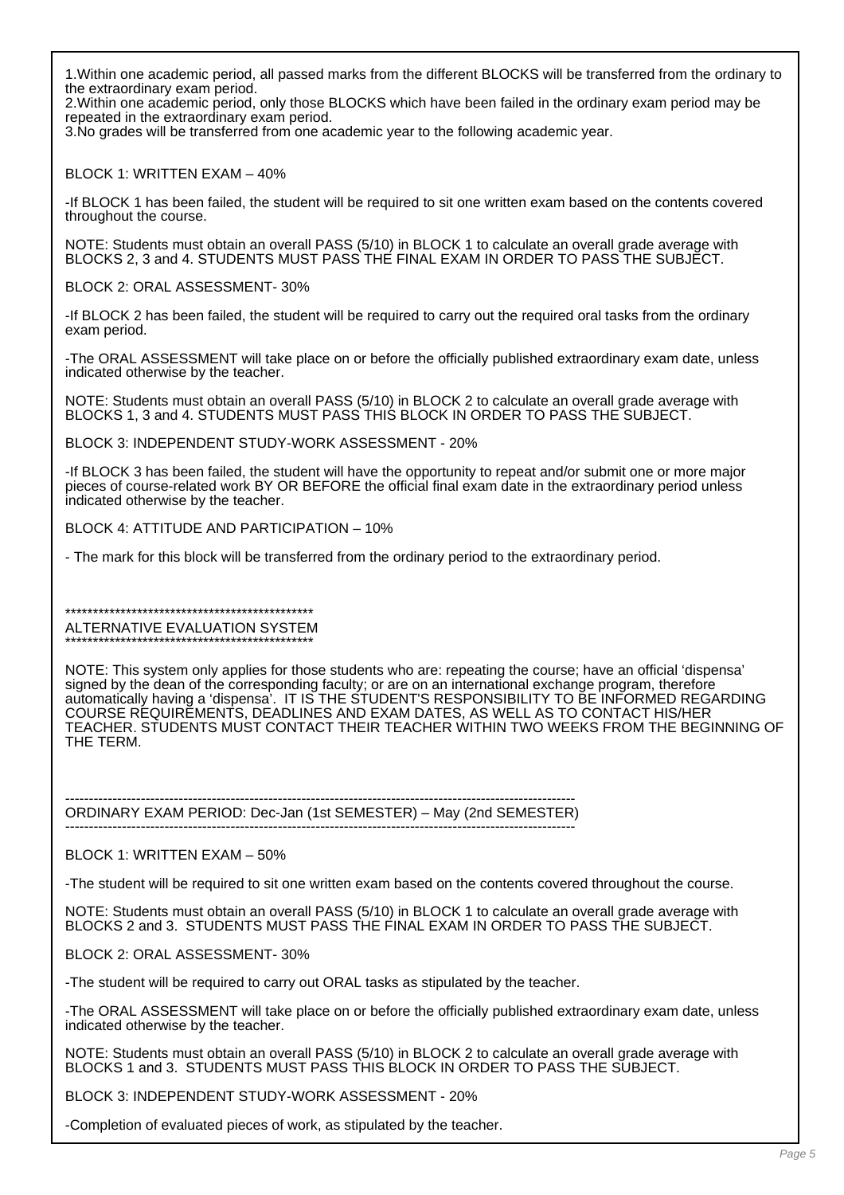1. Within one academic period, all passed marks from the different BLOCKS will be transferred from the ordinary to the extraordinary exam period.
2. Within one academic period, only those BLOCKS which have been failed in the ordinary exam period may be repeated in the extraordinary exam period.
3. No grades will be transferred from one academic year to the following academic year.

BLOCK 1: WRITTEN EXAM – 40%

-If BLOCK 1 has been failed, the student will be required to sit one written exam based on the contents covered throughout the course.

NOTE: Students must obtain an overall PASS (5/10) in BLOCK 1 to calculate an overall grade average with BLOCKS 2, 3 and 4. STUDENTS MUST PASS THE FINAL EXAM IN ORDER TO PASS THE SUBJECT.

BLOCK 2: ORAL ASSESSMENT- 30%

-If BLOCK 2 has been failed, the student will be required to carry out the required oral tasks from the ordinary exam period.

-The ORAL ASSESSMENT will take place on or before the officially published extraordinary exam date, unless indicated otherwise by the teacher.

NOTE: Students must obtain an overall PASS (5/10) in BLOCK 2 to calculate an overall grade average with BLOCKS 1, 3 and 4. STUDENTS MUST PASS THIS BLOCK IN ORDER TO PASS THE SUBJECT.

BLOCK 3: INDEPENDENT STUDY-WORK ASSESSMENT - 20%

-If BLOCK 3 has been failed, the student will have the opportunity to repeat and/or submit one or more major pieces of course-related work BY OR BEFORE the official final exam date in the extraordinary period unless indicated otherwise by the teacher.

BLOCK 4: ATTITUDE AND PARTICIPATION – 10%

- The mark for this block will be transferred from the ordinary period to the extraordinary period.

*********************************************
ALTERNATIVE EVALUATION SYSTEM
*********************************************

NOTE: This system only applies for those students who are: repeating the course; have an official 'dispensa' signed by the dean of the corresponding faculty; or are on an international exchange program, therefore automatically having a 'dispensa'. IT IS THE STUDENT'S RESPONSIBILITY TO BE INFORMED REGARDING COURSE REQUIREMENTS, DEADLINES AND EXAM DATES, AS WELL AS TO CONTACT HIS/HER TEACHER. STUDENTS MUST CONTACT THEIR TEACHER WITHIN TWO WEEKS FROM THE BEGINNING OF THE TERM.

---

ORDINARY EXAM PERIOD: Dec-Jan (1st SEMESTER) – May (2nd SEMESTER)

---

BLOCK 1: WRITTEN EXAM – 50%

-The student will be required to sit one written exam based on the contents covered throughout the course.

NOTE: Students must obtain an overall PASS (5/10) in BLOCK 1 to calculate an overall grade average with BLOCKS 2 and 3. STUDENTS MUST PASS THE FINAL EXAM IN ORDER TO PASS THE SUBJECT.

BLOCK 2: ORAL ASSESSMENT- 30%

-The student will be required to carry out ORAL tasks as stipulated by the teacher.

-The ORAL ASSESSMENT will take place on or before the officially published extraordinary exam date, unless indicated otherwise by the teacher.

NOTE: Students must obtain an overall PASS (5/10) in BLOCK 2 to calculate an overall grade average with BLOCKS 1 and 3. STUDENTS MUST PASS THIS BLOCK IN ORDER TO PASS THE SUBJECT.

BLOCK 3: INDEPENDENT STUDY-WORK ASSESSMENT - 20%

-Completion of evaluated pieces of work, as stipulated by the teacher.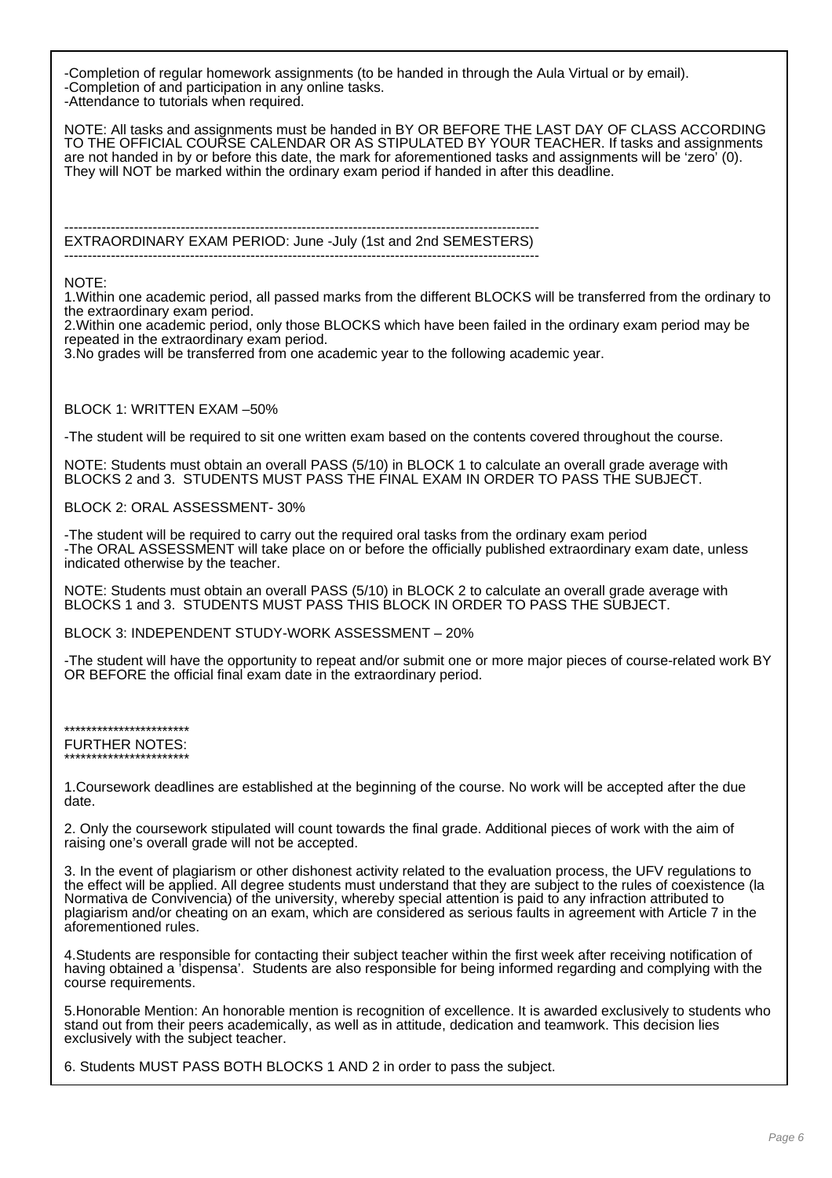-Completion of regular homework assignments (to be handed in through the Aula Virtual or by email).
-Completion of and participation in any online tasks.
-Attendance to tutorials when required.

NOTE: All tasks and assignments must be handed in BY OR BEFORE THE LAST DAY OF CLASS ACCORDING TO THE OFFICIAL COURSE CALENDAR OR AS STIPULATED BY YOUR TEACHER. If tasks and assignments are not handed in by or before this date, the mark for aforementioned tasks and assignments will be 'zero' (0). They will NOT be marked within the ordinary exam period if handed in after this deadline.

---

EXTRAORDINARY EXAM PERIOD: June -July (1st and 2nd SEMESTERS)

---

NOTE:
1.Within one academic period, all passed marks from the different BLOCKS will be transferred from the ordinary to the extraordinary exam period.
2.Within one academic period, only those BLOCKS which have been failed in the ordinary exam period may be repeated in the extraordinary exam period.
3.No grades will be transferred from one academic year to the following academic year.

BLOCK 1: WRITTEN EXAM –50%

-The student will be required to sit one written exam based on the contents covered throughout the course.

NOTE: Students must obtain an overall PASS (5/10) in BLOCK 1 to calculate an overall grade average with BLOCKS 2 and 3. STUDENTS MUST PASS THE FINAL EXAM IN ORDER TO PASS THE SUBJECT.

BLOCK 2: ORAL ASSESSMENT- 30%

-The student will be required to carry out the required oral tasks from the ordinary exam period
-The ORAL ASSESSMENT will take place on or before the officially published extraordinary exam date, unless indicated otherwise by the teacher.

NOTE: Students must obtain an overall PASS (5/10) in BLOCK 2 to calculate an overall grade average with BLOCKS 1 and 3. STUDENTS MUST PASS THIS BLOCK IN ORDER TO PASS THE SUBJECT.

BLOCK 3: INDEPENDENT STUDY-WORK ASSESSMENT – 20%

-The student will have the opportunity to repeat and/or submit one or more major pieces of course-related work BY OR BEFORE the official final exam date in the extraordinary period.

***********************
FURTHER NOTES:
***********************

1.Coursework deadlines are established at the beginning of the course. No work will be accepted after the due date.

2. Only the coursework stipulated will count towards the final grade. Additional pieces of work with the aim of raising one's overall grade will not be accepted.

3. In the event of plagiarism or other dishonest activity related to the evaluation process, the UFV regulations to the effect will be applied. All degree students must understand that they are subject to the rules of coexistence (la Normativa de Convivencia) of the university, whereby special attention is paid to any infraction attributed to plagiarism and/or cheating on an exam, which are considered as serious faults in agreement with Article 7 in the aforementioned rules.

4.Students are responsible for contacting their subject teacher within the first week after receiving notification of having obtained a 'dispensa'. Students are also responsible for being informed regarding and complying with the course requirements.

5.Honorable Mention: An honorable mention is recognition of excellence. It is awarded exclusively to students who stand out from their peers academically, as well as in attitude, dedication and teamwork. This decision lies exclusively with the subject teacher.

6. Students MUST PASS BOTH BLOCKS 1 AND 2 in order to pass the subject.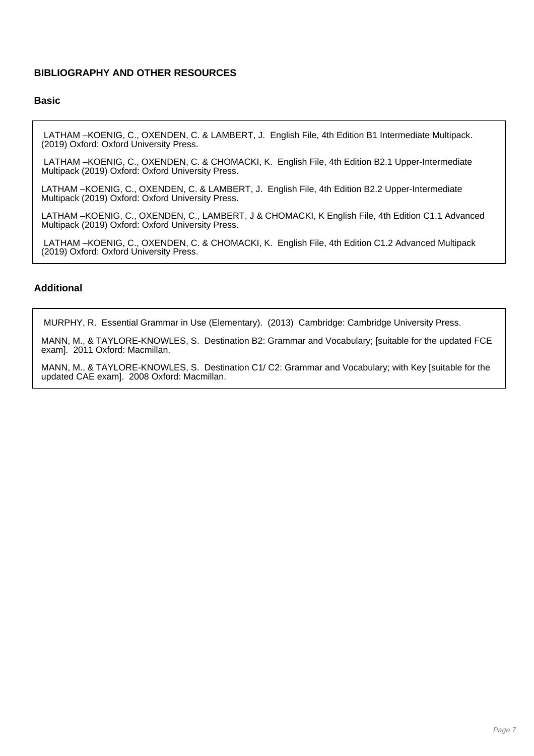## BIBLIOGRAPHY AND OTHER RESOURCES

### Basic

LATHAM –KOENIG, C., OXENDEN, C. & LAMBERT, J. English File, 4th Edition B1 Intermediate Multipack. (2019) Oxford: Oxford University Press.

LATHAM –KOENIG, C., OXENDEN, C. & CHOMACKI, K. English File, 4th Edition B2.1 Upper-Intermediate Multipack (2019) Oxford: Oxford University Press.

LATHAM –KOENIG, C., OXENDEN, C. & LAMBERT, J. English File, 4th Edition B2.2 Upper-Intermediate Multipack (2019) Oxford: Oxford University Press.

LATHAM –KOENIG, C., OXENDEN, C., LAMBERT, J & CHOMACKI, K English File, 4th Edition C1.1 Advanced Multipack (2019) Oxford: Oxford University Press.

LATHAM –KOENIG, C., OXENDEN, C. & CHOMACKI, K. English File, 4th Edition C1.2 Advanced Multipack (2019) Oxford: Oxford University Press.

### Additional

MURPHY, R. Essential Grammar in Use (Elementary). (2013) Cambridge: Cambridge University Press.

MANN, M., & TAYLORE-KNOWLES, S. Destination B2: Grammar and Vocabulary; [suitable for the updated FCE exam]. 2011 Oxford: Macmillan.

MANN, M., & TAYLORE-KNOWLES, S. Destination C1/ C2: Grammar and Vocabulary; with Key [suitable for the updated CAE exam]. 2008 Oxford: Macmillan.